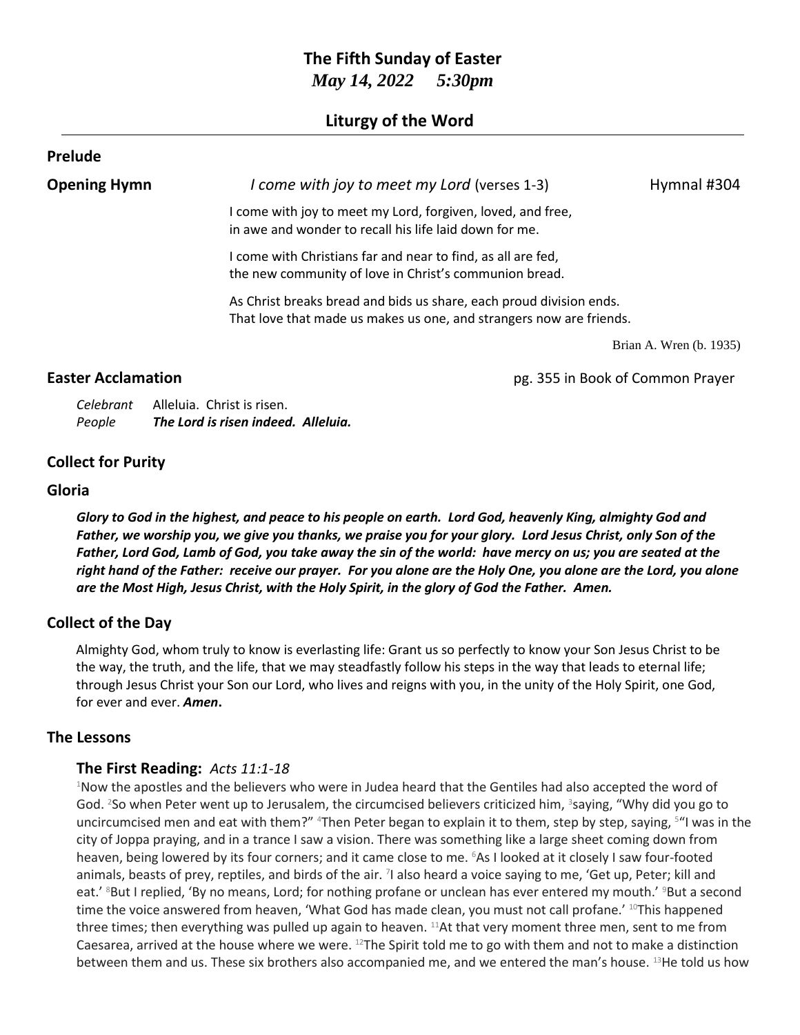# The Fifth Sunday of Easter

***May 14, 2022 5:30pm***

## Liturgy of the Word

### Prelude

**Opening Hymn** *I come with joy to meet my Lord* (verses 1-3) Hymnal #304

I come with joy to meet my Lord, forgiven, loved, and free,
in awe and wonder to recall his life laid down for me.

I come with Christians far and near to find, as all are fed,
the new community of love in Christ's communion bread.

As Christ breaks bread and bids us share, each proud division ends.
That love that made us makes us one, and strangers now are friends.

Brian A. Wren (b. 1935)

**Easter Acclamation** pg. 355 in Book of Common Prayer

*Celebrant* Alleluia. Christ is risen.
*People* ***The Lord is risen indeed. Alleluia.***

### Collect for Purity

### Gloria

***Glory to God in the highest, and peace to his people on earth. Lord God, heavenly King, almighty God and Father, we worship you, we give you thanks, we praise you for your glory. Lord Jesus Christ, only Son of the Father, Lord God, Lamb of God, you take away the sin of the world: have mercy on us; you are seated at the right hand of the Father: receive our prayer. For you alone are the Holy One, you alone are the Lord, you alone are the Most High, Jesus Christ, with the Holy Spirit, in the glory of God the Father. Amen.***

### Collect of the Day

Almighty God, whom truly to know is everlasting life: Grant us so perfectly to know your Son Jesus Christ to be the way, the truth, and the life, that we may steadfastly follow his steps in the way that leads to eternal life; through Jesus Christ your Son our Lord, who lives and reigns with you, in the unity of the Holy Spirit, one God, for ever and ever. ***Amen*****.**

### The Lessons

#### The First Reading: *Acts 11:1-18*

[1]Now the apostles and the believers who were in Judea heard that the Gentiles had also accepted the word of God. [2]So when Peter went up to Jerusalem, the circumcised believers criticized him, [3]saying, "Why did you go to uncircumcised men and eat with them?" [4]Then Peter began to explain it to them, step by step, saying, [5]"I was in the city of Joppa praying, and in a trance I saw a vision. There was something like a large sheet coming down from heaven, being lowered by its four corners; and it came close to me. [6]As I looked at it closely I saw four-footed animals, beasts of prey, reptiles, and birds of the air. [7]I also heard a voice saying to me, 'Get up, Peter; kill and eat.' [8]But I replied, 'By no means, Lord; for nothing profane or unclean has ever entered my mouth.' [9]But a second time the voice answered from heaven, 'What God has made clean, you must not call profane.' [10]This happened three times; then everything was pulled up again to heaven. [11]At that very moment three men, sent to me from Caesarea, arrived at the house where we were. [12]The Spirit told me to go with them and not to make a distinction between them and us. These six brothers also accompanied me, and we entered the man's house. [13]He told us how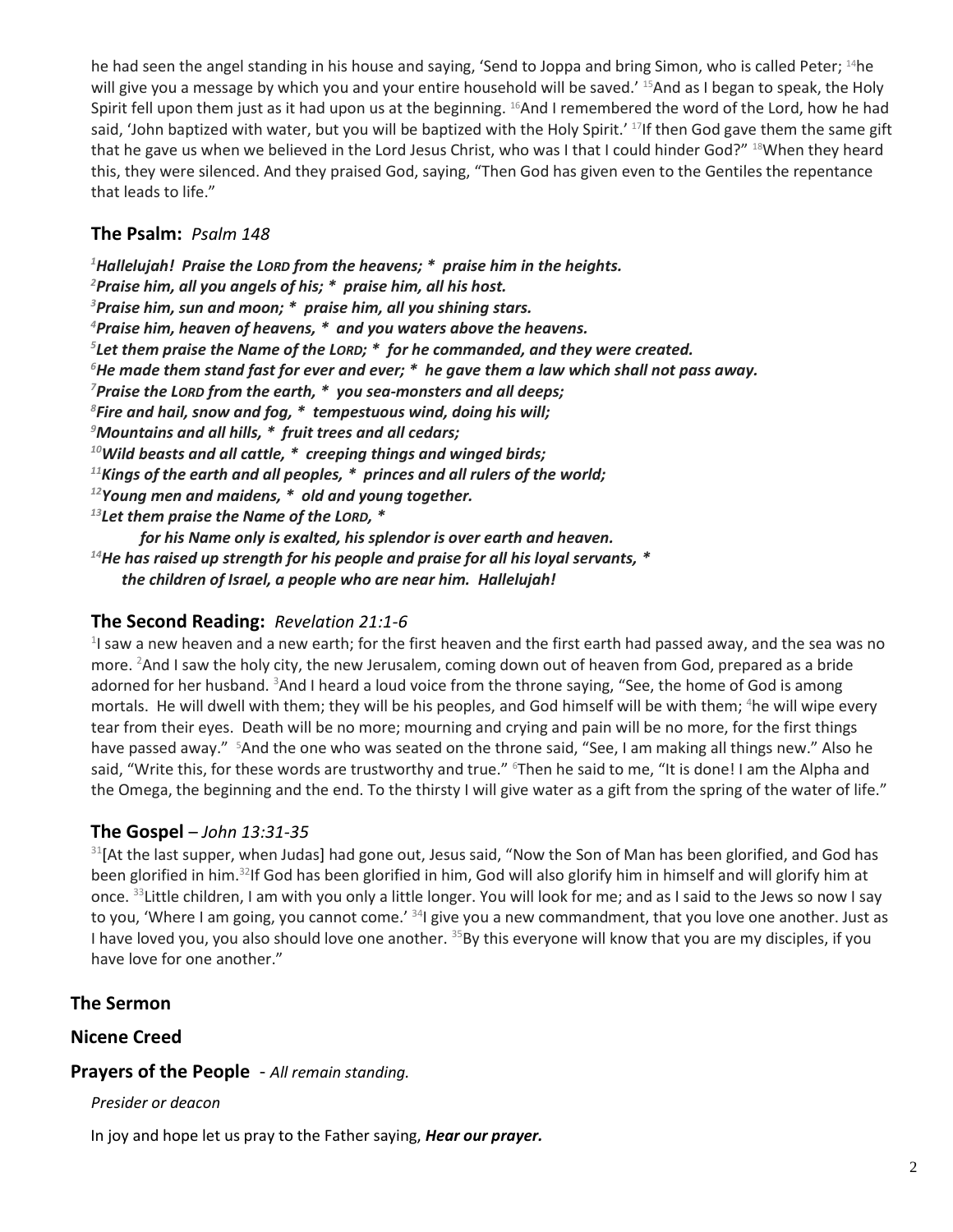he had seen the angel standing in his house and saying, 'Send to Joppa and bring Simon, who is called Peter; [14]he will give you a message by which you and your entire household will be saved.' [15]And as I began to speak, the Holy Spirit fell upon them just as it had upon us at the beginning. [16]And I remembered the word of the Lord, how he had said, 'John baptized with water, but you will be baptized with the Holy Spirit.' [17]If then God gave them the same gift that he gave us when we believed in the Lord Jesus Christ, who was I that I could hinder God?" [18]When they heard this, they were silenced. And they praised God, saying, "Then God has given even to the Gentiles the repentance that leads to life."

## **The Psalm:** *Psalm 148*

***[1]Hallelujah! Praise the LORD from the heavens; * praise him in the heights.***
***[2]Praise him, all you angels of his; * praise him, all his host.***
***[3]Praise him, sun and moon; * praise him, all you shining stars.***
***[4]Praise him, heaven of heavens, * and you waters above the heavens.***
***[5]Let them praise the Name of the LORD; * for he commanded, and they were created.***
***[6]He made them stand fast for ever and ever; * he gave them a law which shall not pass away.***
***[7]Praise the LORD from the earth, * you sea-monsters and all deeps;***
***[8]Fire and hail, snow and fog, * tempestuous wind, doing his will;***
***[9]Mountains and all hills, * fruit trees and all cedars;***
***[10]Wild beasts and all cattle, * creeping things and winged birds;***
***[11]Kings of the earth and all peoples, * princes and all rulers of the world;***
***[12]Young men and maidens, * old and young together.***
***[13]Let them praise the Name of the LORD, ****
***for his Name only is exalted, his splendor is over earth and heaven.***
***[14]He has raised up strength for his people and praise for all his loyal servants, ****
***the children of Israel, a people who are near him. Hallelujah!***

## **The Second Reading:** *Revelation 21:1-6*

[1]I saw a new heaven and a new earth; for the first heaven and the first earth had passed away, and the sea was no more. [2]And I saw the holy city, the new Jerusalem, coming down out of heaven from God, prepared as a bride adorned for her husband. [3]And I heard a loud voice from the throne saying, "See, the home of God is among mortals. He will dwell with them; they will be his peoples, and God himself will be with them; [4]he will wipe every tear from their eyes. Death will be no more; mourning and crying and pain will be no more, for the first things have passed away." [5]And the one who was seated on the throne said, "See, I am making all things new." Also he said, "Write this, for these words are trustworthy and true." [6]Then he said to me, "It is done! I am the Alpha and the Omega, the beginning and the end. To the thirsty I will give water as a gift from the spring of the water of life."

## **The Gospel** – *John 13:31-35*

[31][At the last supper, when Judas] had gone out, Jesus said, "Now the Son of Man has been glorified, and God has been glorified in him.[32]If God has been glorified in him, God will also glorify him in himself and will glorify him at once. [33]Little children, I am with you only a little longer. You will look for me; and as I said to the Jews so now I say to you, 'Where I am going, you cannot come.' [34]I give you a new commandment, that you love one another. Just as I have loved you, you also should love one another. [35]By this everyone will know that you are my disciples, if you have love for one another."

## **The Sermon**

## **Nicene Creed**

## **Prayers of the People** - *All remain standing.*

*Presider or deacon*

In joy and hope let us pray to the Father saying, ***Hear our prayer.***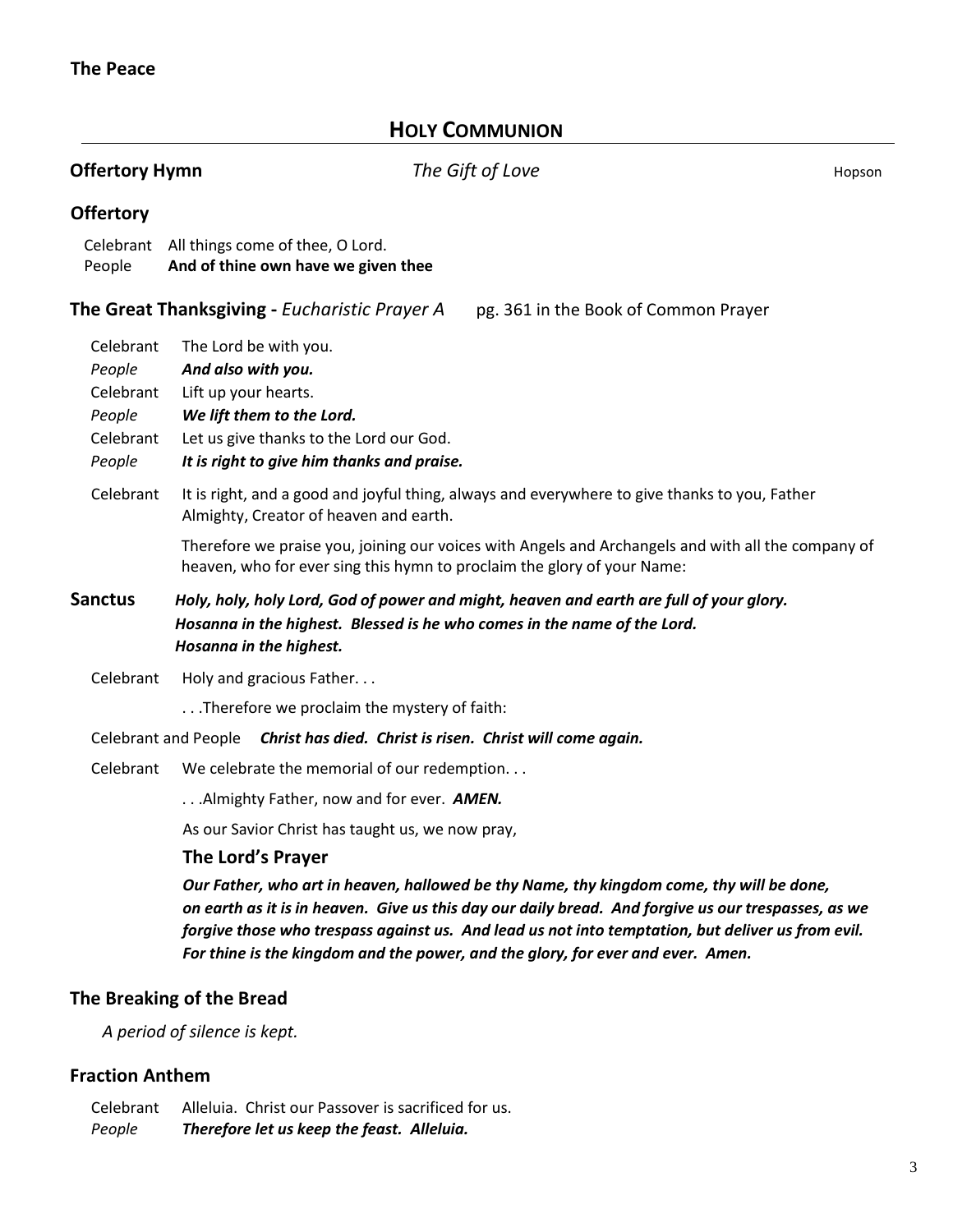## The Peace

## HOLY COMMUNION

**Offertory Hymn** *The Gift of Love* Hopson

### Offertory

Celebrant All things come of thee, O Lord.
People **And of thine own have we given thee**

### The Great Thanksgiving - *Eucharistic Prayer A* pg. 361 in the Book of Common Prayer

Celebrant The Lord be with you.
*People* ***And also with you.***
Celebrant Lift up your hearts.
*People* ***We lift them to the Lord.***
Celebrant Let us give thanks to the Lord our God.
*People* ***It is right to give him thanks and praise.***

Celebrant It is right, and a good and joyful thing, always and everywhere to give thanks to you, Father Almighty, Creator of heaven and earth.

Therefore we praise you, joining our voices with Angels and Archangels and with all the company of heaven, who for ever sing this hymn to proclaim the glory of your Name:

**Sanctus** ***Holy, holy, holy Lord, God of power and might, heaven and earth are full of your glory. Hosanna in the highest. Blessed is he who comes in the name of the Lord. Hosanna in the highest.***

Celebrant Holy and gracious Father. . .

. . .Therefore we proclaim the mystery of faith:

Celebrant and People ***Christ has died. Christ is risen. Christ will come again.***

Celebrant We celebrate the memorial of our redemption. . .

. . .Almighty Father, now and for ever. ***AMEN.***

As our Savior Christ has taught us, we now pray,

**The Lord's Prayer**

***Our Father, who art in heaven, hallowed be thy Name, thy kingdom come, thy will be done, on earth as it is in heaven. Give us this day our daily bread. And forgive us our trespasses, as we forgive those who trespass against us. And lead us not into temptation, but deliver us from evil. For thine is the kingdom and the power, and the glory, for ever and ever. Amen.***

### The Breaking of the Bread

*A period of silence is kept.*

### Fraction Anthem

Celebrant Alleluia. Christ our Passover is sacrificed for us.
*People* ***Therefore let us keep the feast. Alleluia.***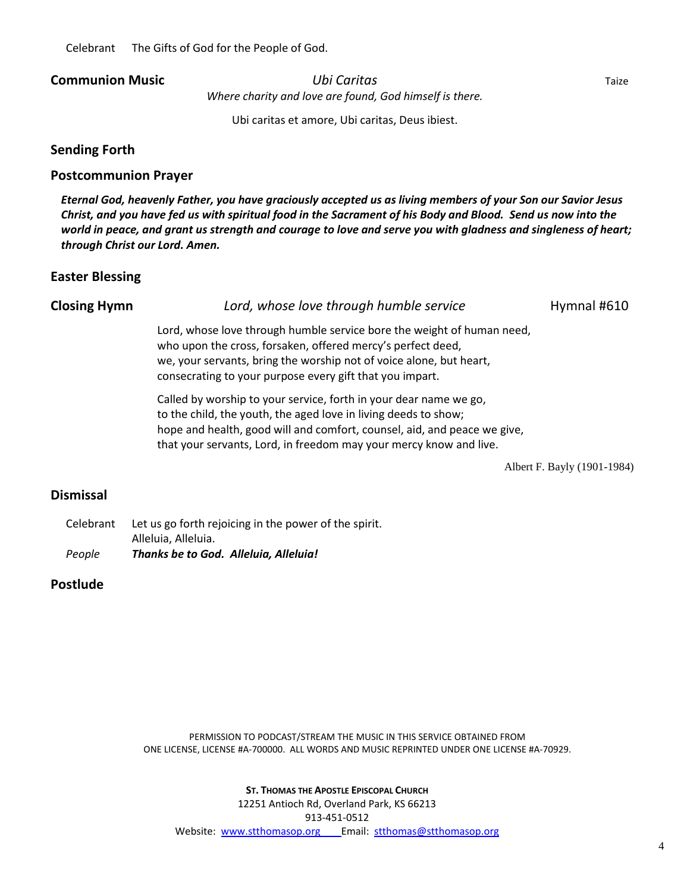Celebrant The Gifts of God for the People of God.

**Communion Music** *Ubi Caritas* Taize

*Where charity and love are found, God himself is there.*

Ubi caritas et amore, Ubi caritas, Deus ibiest.

## Sending Forth

## Postcommunion Prayer

***Eternal God, heavenly Father, you have graciously accepted us as living members of your Son our Savior Jesus Christ, and you have fed us with spiritual food in the Sacrament of his Body and Blood. Send us now into the world in peace, and grant us strength and courage to love and serve you with gladness and singleness of heart; through Christ our Lord. Amen.***

## Easter Blessing

**Closing Hymn** *Lord, whose love through humble service* Hymnal #610

Lord, whose love through humble service bore the weight of human need,
who upon the cross, forsaken, offered mercy's perfect deed,
we, your servants, bring the worship not of voice alone, but heart,
consecrating to your purpose every gift that you impart.

Called by worship to your service, forth in your dear name we go,
to the child, the youth, the aged love in living deeds to show;
hope and health, good will and comfort, counsel, aid, and peace we give,
that your servants, Lord, in freedom may your mercy know and live.

Albert F. Bayly (1901-1984)

## Dismissal

Celebrant Let us go forth rejoicing in the power of the spirit.
Alleluia, Alleluia.

*People* ***Thanks be to God. Alleluia, Alleluia!***

## Postlude

PERMISSION TO PODCAST/STREAM THE MUSIC IN THIS SERVICE OBTAINED FROM ONE LICENSE, LICENSE #A-700000. ALL WORDS AND MUSIC REPRINTED UNDER ONE LICENSE #A-70929.

**ST. THOMAS THE APOSTLE EPISCOPAL CHURCH**
12251 Antioch Rd, Overland Park, KS 66213
913-451-0512
Website: www.stthomasop.org Email: stthomas@stthomasop.org